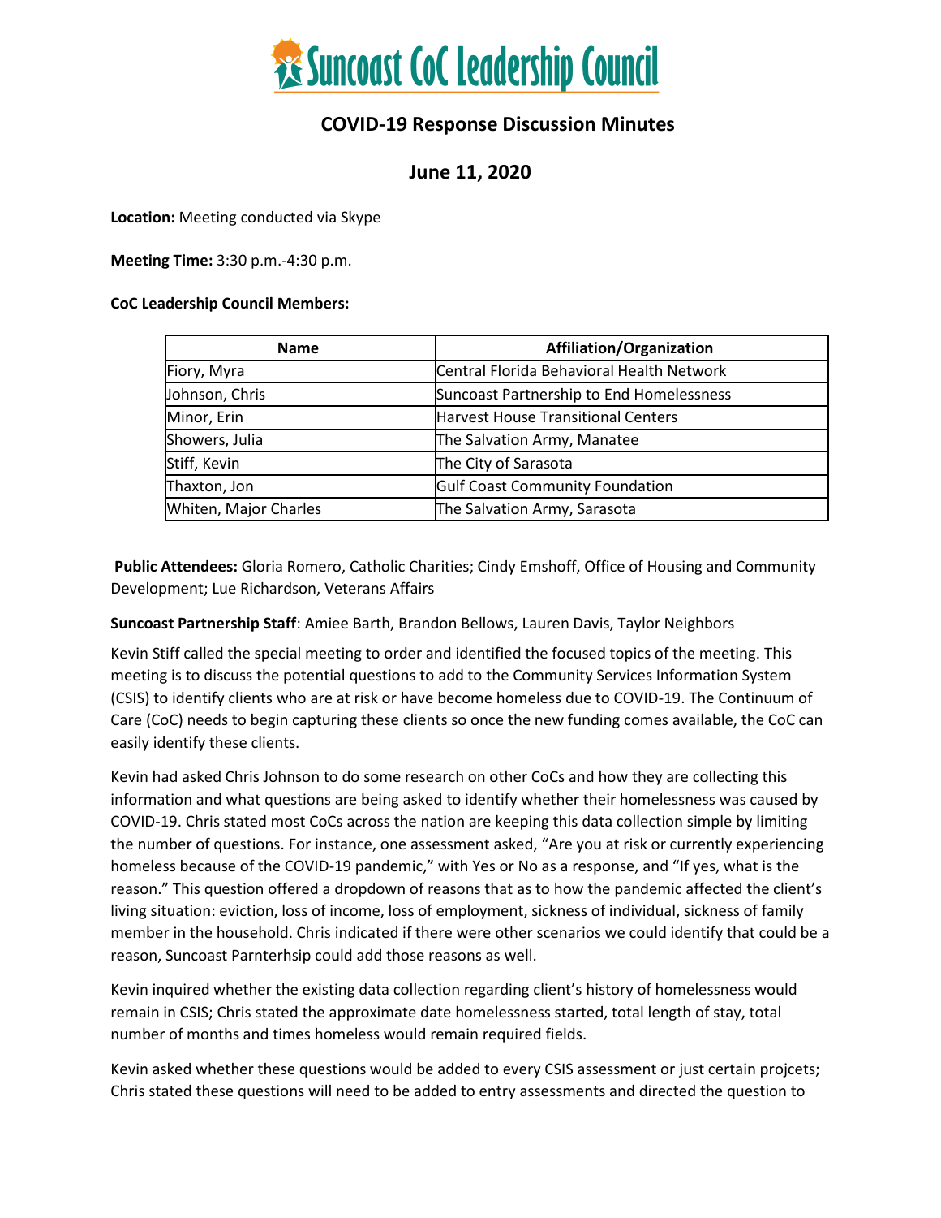# Suncoast CoC Leadership Council

## COVID-19 Response Discussion Minutes

## June 11, 2020

**Location:** Meeting conducted via Skype

**Meeting Time:** 3:30 p.m.-4:30 p.m.

**CoC Leadership Council Members:**

| Name | Affiliation/Organization |
|---|---|
| Fiory, Myra | Central Florida Behavioral Health Network |
| Johnson, Chris | Suncoast Partnership to End Homelessness |
| Minor, Erin | Harvest House Transitional Centers |
| Showers, Julia | The Salvation Army, Manatee |
| Stiff, Kevin | The City of Sarasota |
| Thaxton, Jon | Gulf Coast Community Foundation |
| Whiten, Major Charles | The Salvation Army, Sarasota |

**Public Attendees:** Gloria Romero, Catholic Charities; Cindy Emshoff, Office of Housing and Community Development; Lue Richardson, Veterans Affairs

**Suncoast Partnership Staff**: Amiee Barth, Brandon Bellows, Lauren Davis, Taylor Neighbors

Kevin Stiff called the special meeting to order and identified the focused topics of the meeting. This meeting is to discuss the potential questions to add to the Community Services Information System (CSIS) to identify clients who are at risk or have become homeless due to COVID-19. The Continuum of Care (CoC) needs to begin capturing these clients so once the new funding comes available, the CoC can easily identify these clients.

Kevin had asked Chris Johnson to do some research on other CoCs and how they are collecting this information and what questions are being asked to identify whether their homelessness was caused by COVID-19. Chris stated most CoCs across the nation are keeping this data collection simple by limiting the number of questions. For instance, one assessment asked, "Are you at risk or currently experiencing homeless because of the COVID-19 pandemic," with Yes or No as a response, and "If yes, what is the reason." This question offered a dropdown of reasons that as to how the pandemic affected the client's living situation: eviction, loss of income, loss of employment, sickness of individual, sickness of family member in the household. Chris indicated if there were other scenarios we could identify that could be a reason, Suncoast Parnterhsip could add those reasons as well.

Kevin inquired whether the existing data collection regarding client's history of homelessness would remain in CSIS; Chris stated the approximate date homelessness started, total length of stay, total number of months and times homeless would remain required fields.

Kevin asked whether these questions would be added to every CSIS assessment or just certain projcets; Chris stated these questions will need to be added to entry assessments and directed the question to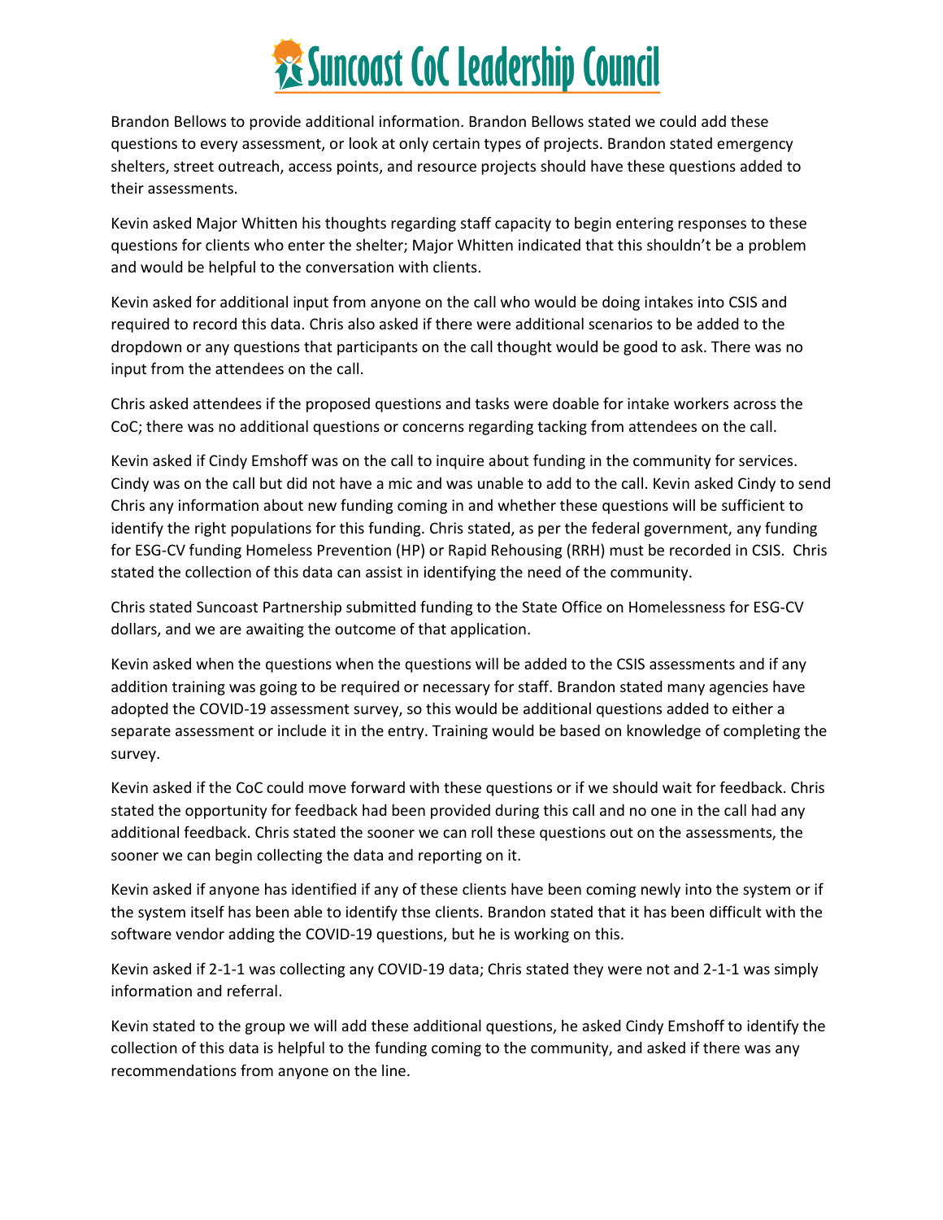Brandon Bellows to provide additional information. Brandon Bellows stated we could add these questions to every assessment, or look at only certain types of projects. Brandon stated emergency shelters, street outreach, access points, and resource projects should have these questions added to their assessments.

Kevin asked Major Whitten his thoughts regarding staff capacity to begin entering responses to these questions for clients who enter the shelter; Major Whitten indicated that this shouldn't be a problem and would be helpful to the conversation with clients.

Kevin asked for additional input from anyone on the call who would be doing intakes into CSIS and required to record this data. Chris also asked if there were additional scenarios to be added to the dropdown or any questions that participants on the call thought would be good to ask. There was no input from the attendees on the call.

Chris asked attendees if the proposed questions and tasks were doable for intake workers across the CoC; there was no additional questions or concerns regarding tacking from attendees on the call.

Kevin asked if Cindy Emshoff was on the call to inquire about funding in the community for services. Cindy was on the call but did not have a mic and was unable to add to the call. Kevin asked Cindy to send Chris any information about new funding coming in and whether these questions will be sufficient to identify the right populations for this funding. Chris stated, as per the federal government, any funding for ESG-CV funding Homeless Prevention (HP) or Rapid Rehousing (RRH) must be recorded in CSIS. Chris stated the collection of this data can assist in identifying the need of the community.

Chris stated Suncoast Partnership submitted funding to the State Office on Homelessness for ESG-CV dollars, and we are awaiting the outcome of that application.

Kevin asked when the questions when the questions will be added to the CSIS assessments and if any addition training was going to be required or necessary for staff. Brandon stated many agencies have adopted the COVID-19 assessment survey, so this would be additional questions added to either a separate assessment or include it in the entry. Training would be based on knowledge of completing the survey.

Kevin asked if the CoC could move forward with these questions or if we should wait for feedback. Chris stated the opportunity for feedback had been provided during this call and no one in the call had any additional feedback. Chris stated the sooner we can roll these questions out on the assessments, the sooner we can begin collecting the data and reporting on it.

Kevin asked if anyone has identified if any of these clients have been coming newly into the system or if the system itself has been able to identify thse clients. Brandon stated that it has been difficult with the software vendor adding the COVID-19 questions, but he is working on this.

Kevin asked if 2-1-1 was collecting any COVID-19 data; Chris stated they were not and 2-1-1 was simply information and referral.

Kevin stated to the group we will add these additional questions, he asked Cindy Emshoff to identify the collection of this data is helpful to the funding coming to the community, and asked if there was any recommendations from anyone on the line.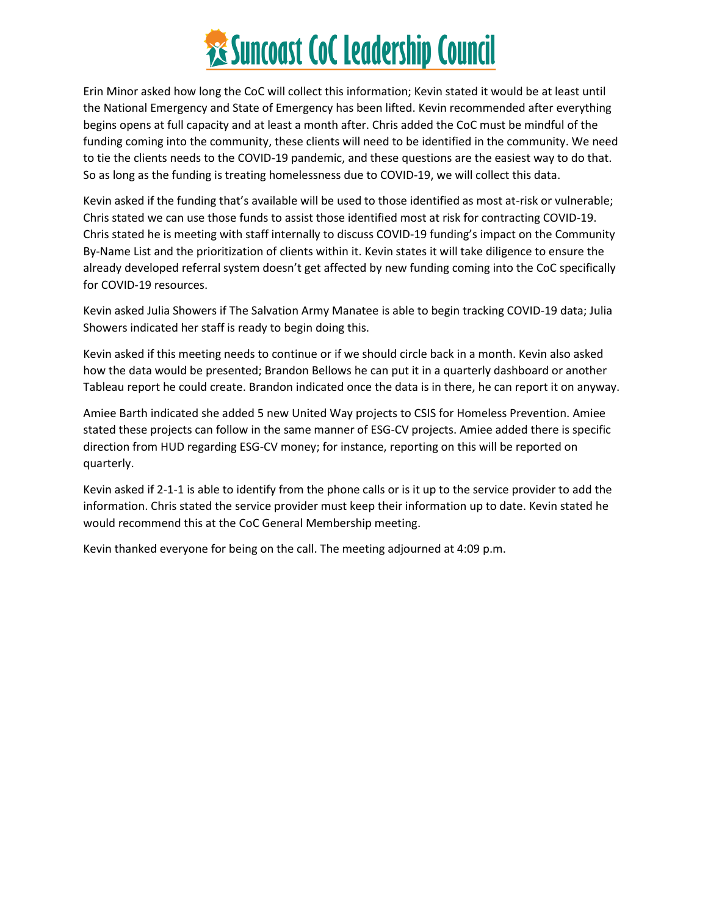Erin Minor asked how long the CoC will collect this information; Kevin stated it would be at least until the National Emergency and State of Emergency has been lifted. Kevin recommended after everything begins opens at full capacity and at least a month after. Chris added the CoC must be mindful of the funding coming into the community, these clients will need to be identified in the community. We need to tie the clients needs to the COVID-19 pandemic, and these questions are the easiest way to do that. So as long as the funding is treating homelessness due to COVID-19, we will collect this data.

Kevin asked if the funding that's available will be used to those identified as most at-risk or vulnerable; Chris stated we can use those funds to assist those identified most at risk for contracting COVID-19. Chris stated he is meeting with staff internally to discuss COVID-19 funding's impact on the Community By-Name List and the prioritization of clients within it. Kevin states it will take diligence to ensure the already developed referral system doesn't get affected by new funding coming into the CoC specifically for COVID-19 resources.

Kevin asked Julia Showers if The Salvation Army Manatee is able to begin tracking COVID-19 data; Julia Showers indicated her staff is ready to begin doing this.

Kevin asked if this meeting needs to continue or if we should circle back in a month. Kevin also asked how the data would be presented; Brandon Bellows he can put it in a quarterly dashboard or another Tableau report he could create. Brandon indicated once the data is in there, he can report it on anyway.

Amiee Barth indicated she added 5 new United Way projects to CSIS for Homeless Prevention. Amiee stated these projects can follow in the same manner of ESG-CV projects. Amiee added there is specific direction from HUD regarding ESG-CV money; for instance, reporting on this will be reported on quarterly.

Kevin asked if 2-1-1 is able to identify from the phone calls or is it up to the service provider to add the information. Chris stated the service provider must keep their information up to date. Kevin stated he would recommend this at the CoC General Membership meeting.

Kevin thanked everyone for being on the call. The meeting adjourned at 4:09 p.m.